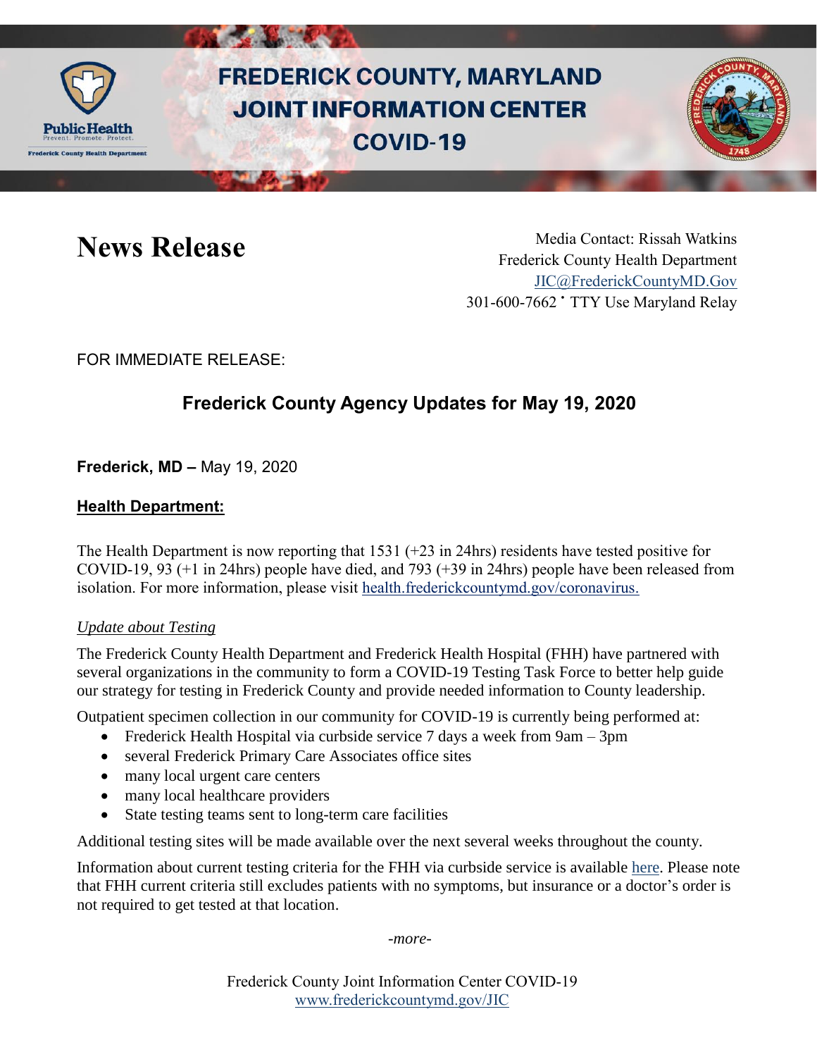# FREDERICK COUNTY, MARYLAND JOINT INFORMATION CENTER COVID-19

# News Release

Media Contact: Rissah Watkins
Frederick County Health Department
JIC@FrederickCountyMD.Gov
301-600-7662 • TTY Use Maryland Relay

FOR IMMEDIATE RELEASE:

## Frederick County Agency Updates for May 19, 2020

**Frederick, MD –** May 19, 2020

### Health Department:

The Health Department is now reporting that 1531 (+23 in 24hrs) residents have tested positive for COVID-19, 93 (+1 in 24hrs) people have died, and 793 (+39 in 24hrs) people have been released from isolation. For more information, please visit health.frederickcountymd.gov/coronavirus.

*Update about Testing*

The Frederick County Health Department and Frederick Health Hospital (FHH) have partnered with several organizations in the community to form a COVID-19 Testing Task Force to better help guide our strategy for testing in Frederick County and provide needed information to County leadership.

Outpatient specimen collection in our community for COVID-19 is currently being performed at:

- Frederick Health Hospital via curbside service 7 days a week from 9am – 3pm
- several Frederick Primary Care Associates office sites
- many local urgent care centers
- many local healthcare providers
- State testing teams sent to long-term care facilities

Additional testing sites will be made available over the next several weeks throughout the county.

Information about current testing criteria for the FHH via curbside service is available here. Please note that FHH current criteria still excludes patients with no symptoms, but insurance or a doctor's order is not required to get tested at that location.

*-more-*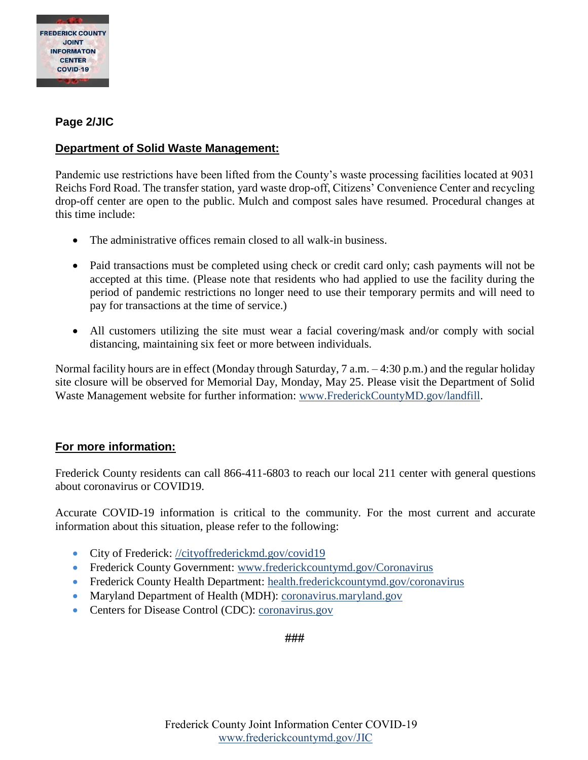Page 2/JIC

## Department of Solid Waste Management:

Pandemic use restrictions have been lifted from the County's waste processing facilities located at 9031 Reichs Ford Road. The transfer station, yard waste drop-off, Citizens' Convenience Center and recycling drop-off center are open to the public. Mulch and compost sales have resumed. Procedural changes at this time include:

- The administrative offices remain closed to all walk-in business.
- Paid transactions must be completed using check or credit card only; cash payments will not be accepted at this time. (Please note that residents who had applied to use the facility during the period of pandemic restrictions no longer need to use their temporary permits and will need to pay for transactions at the time of service.)
- All customers utilizing the site must wear a facial covering/mask and/or comply with social distancing, maintaining six feet or more between individuals.

Normal facility hours are in effect (Monday through Saturday, 7 a.m. – 4:30 p.m.) and the regular holiday site closure will be observed for Memorial Day, Monday, May 25. Please visit the Department of Solid Waste Management website for further information: www.FrederickCountyMD.gov/landfill.

## For more information:

Frederick County residents can call 866-411-6803 to reach our local 211 center with general questions about coronavirus or COVID19.

Accurate COVID-19 information is critical to the community. For the most current and accurate information about this situation, please refer to the following:

- City of Frederick: //cityoffrederickmd.gov/covid19
- Frederick County Government: www.frederickcountymd.gov/Coronavirus
- Frederick County Health Department: health.frederickcountymd.gov/coronavirus
- Maryland Department of Health (MDH): coronavirus.maryland.gov
- Centers for Disease Control (CDC): coronavirus.gov

###